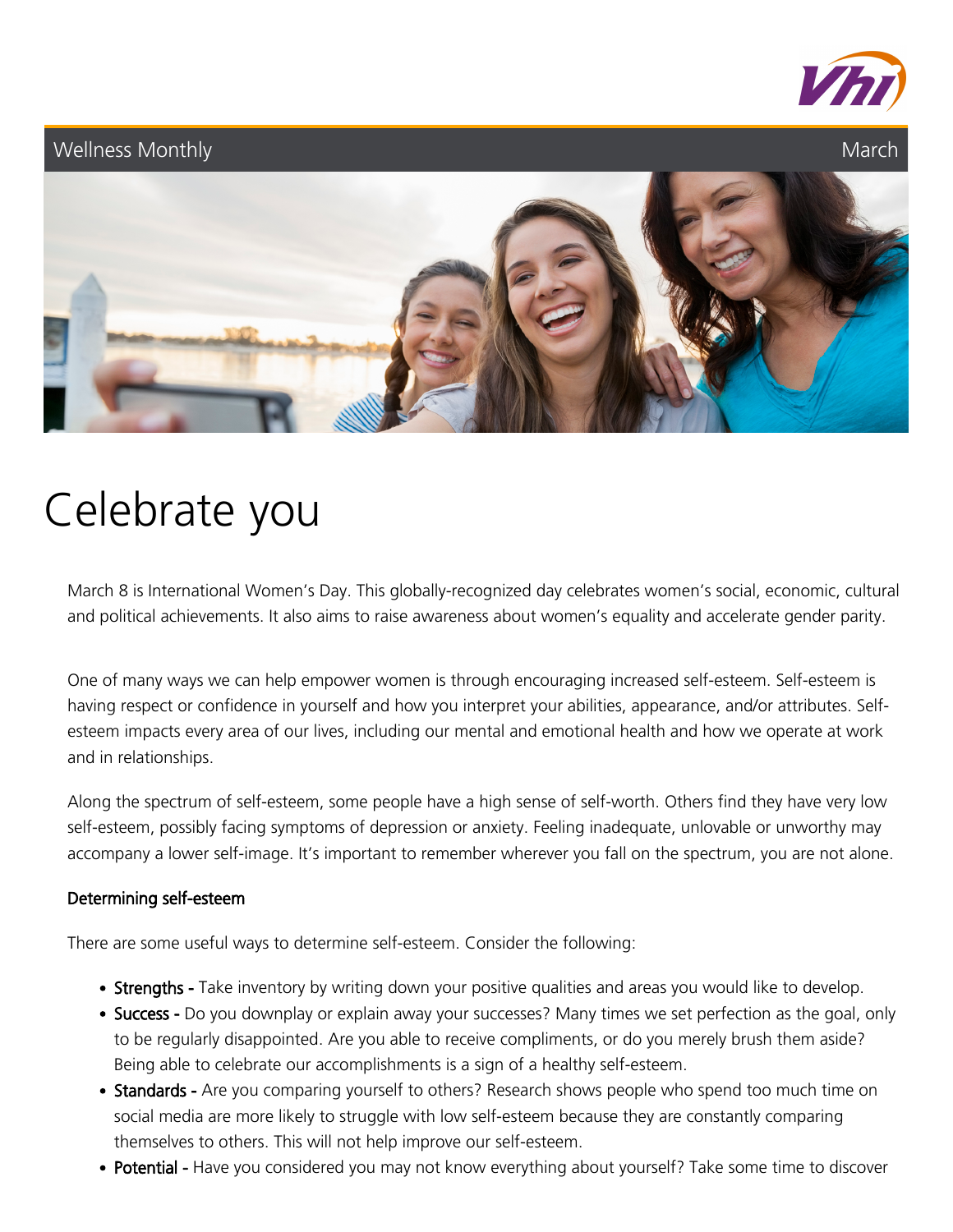Wellness Monthly — March

# Celebrate you

March 8 is International Women's Day. This globally-recognized day celebrates women's social, economic, cultural and political achievements. It also aims to raise awareness about women's equality and accelerate gender parity.

One of many ways we can help empower women is through encouraging increased self-esteem. Self-esteem is having respect or confidence in yourself and how you interpret your abilities, appearance, and/or attributes. Self-esteem impacts every area of our lives, including our mental and emotional health and how we operate at work and in relationships.

Along the spectrum of self-esteem, some people have a high sense of self-worth. Others find they have very low self-esteem, possibly facing symptoms of depression or anxiety. Feeling inadequate, unlovable or unworthy may accompany a lower self-image. It's important to remember wherever you fall on the spectrum, you are not alone.

### Determining self-esteem

There are some useful ways to determine self-esteem. Consider the following:

- **Strengths -** Take inventory by writing down your positive qualities and areas you would like to develop.
- **Success -** Do you downplay or explain away your successes? Many times we set perfection as the goal, only to be regularly disappointed. Are you able to receive compliments, or do you merely brush them aside? Being able to celebrate our accomplishments is a sign of a healthy self-esteem.
- **Standards -** Are you comparing yourself to others? Research shows people who spend too much time on social media are more likely to struggle with low self-esteem because they are constantly comparing themselves to others. This will not help improve our self-esteem.
- **Potential -** Have you considered you may not know everything about yourself? Take some time to discover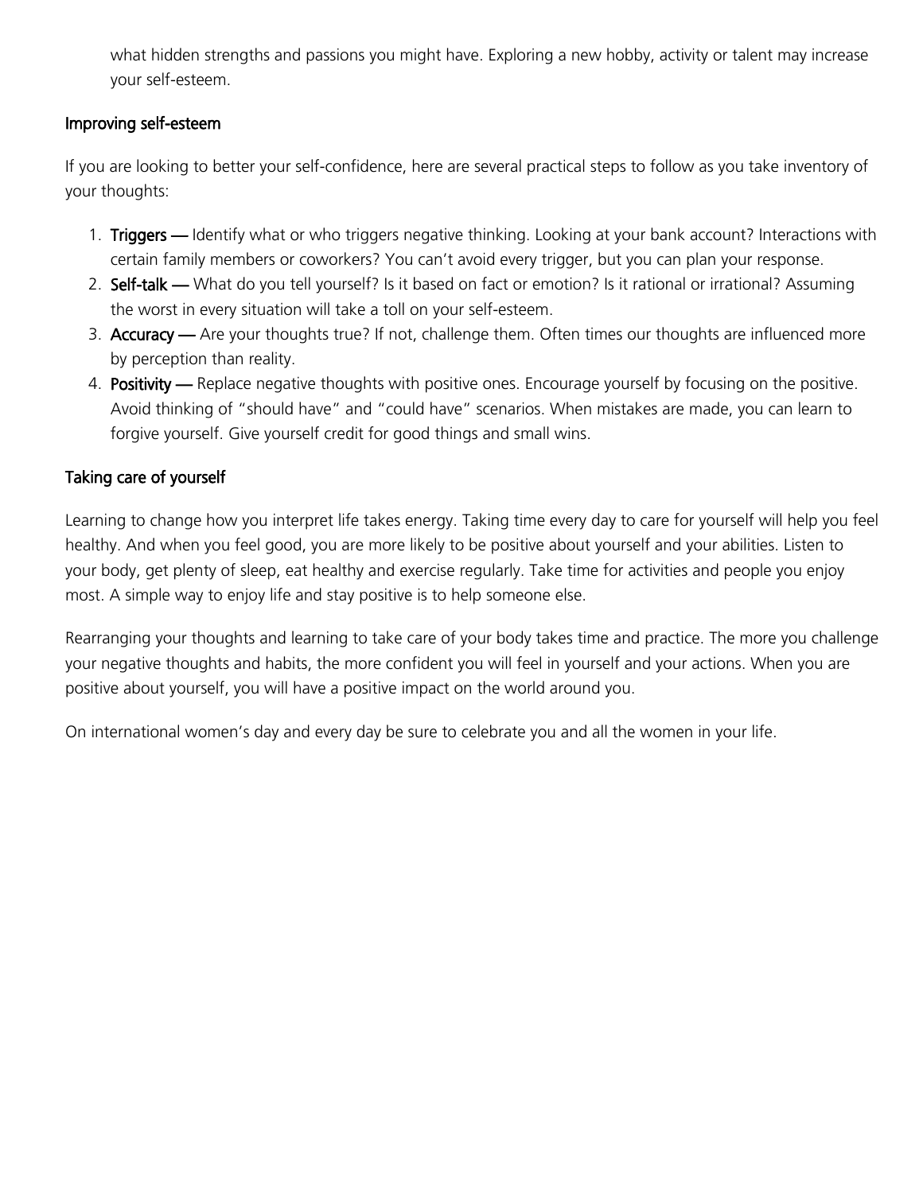what hidden strengths and passions you might have. Exploring a new hobby, activity or talent may increase your self-esteem.

## Improving self-esteem

If you are looking to better your self-confidence, here are several practical steps to follow as you take inventory of your thoughts:

1. **Triggers —** Identify what or who triggers negative thinking. Looking at your bank account? Interactions with certain family members or coworkers? You can't avoid every trigger, but you can plan your response.
2. **Self-talk —** What do you tell yourself? Is it based on fact or emotion? Is it rational or irrational? Assuming the worst in every situation will take a toll on your self-esteem.
3. **Accuracy —** Are your thoughts true? If not, challenge them. Often times our thoughts are influenced more by perception than reality.
4. **Positivity —** Replace negative thoughts with positive ones. Encourage yourself by focusing on the positive. Avoid thinking of "should have" and "could have" scenarios. When mistakes are made, you can learn to forgive yourself. Give yourself credit for good things and small wins.

## Taking care of yourself

Learning to change how you interpret life takes energy. Taking time every day to care for yourself will help you feel healthy. And when you feel good, you are more likely to be positive about yourself and your abilities. Listen to your body, get plenty of sleep, eat healthy and exercise regularly. Take time for activities and people you enjoy most. A simple way to enjoy life and stay positive is to help someone else.

Rearranging your thoughts and learning to take care of your body takes time and practice. The more you challenge your negative thoughts and habits, the more confident you will feel in yourself and your actions. When you are positive about yourself, you will have a positive impact on the world around you.

On international women's day and every day be sure to celebrate you and all the women in your life.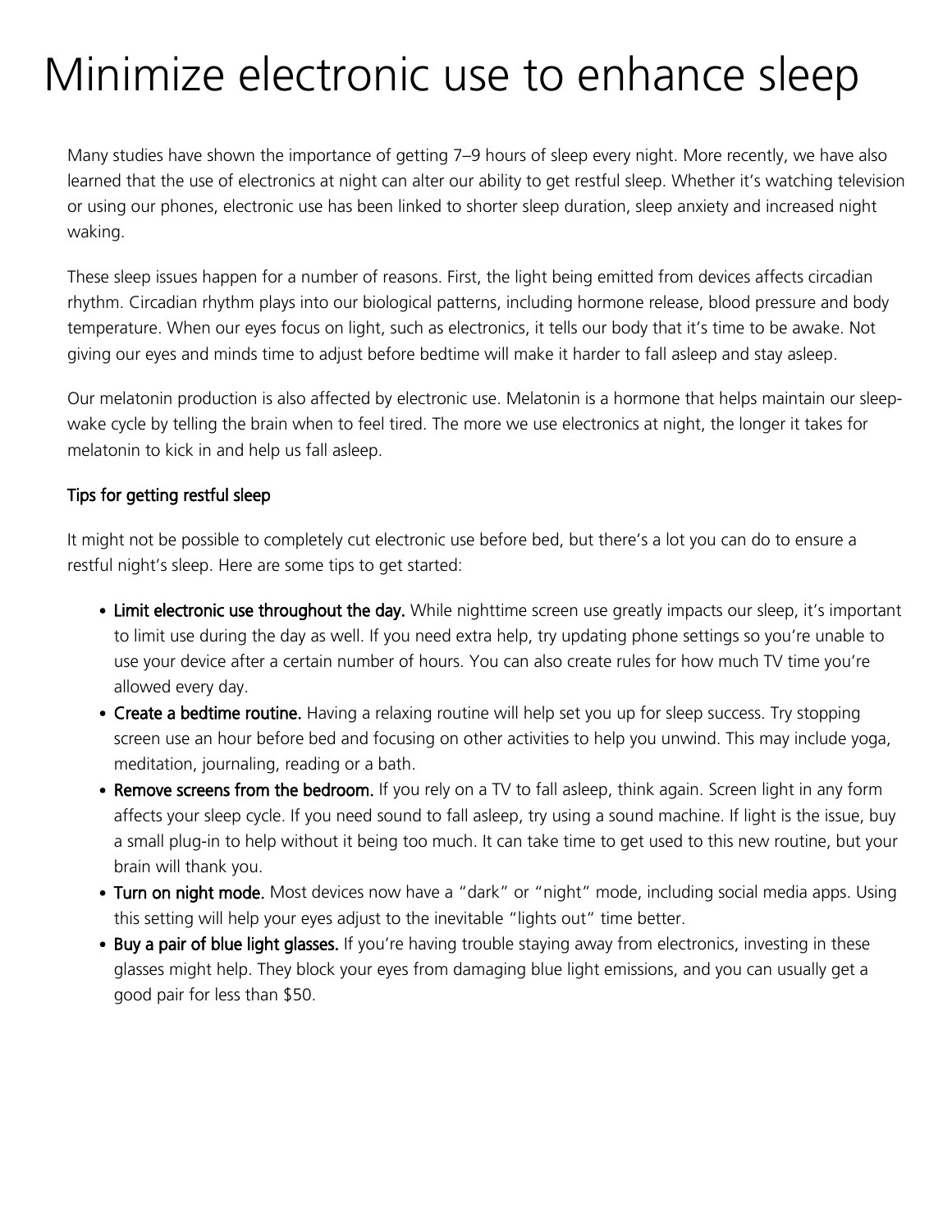# Minimize electronic use to enhance sleep

Many studies have shown the importance of getting 7–9 hours of sleep every night. More recently, we have also learned that the use of electronics at night can alter our ability to get restful sleep. Whether it's watching television or using our phones, electronic use has been linked to shorter sleep duration, sleep anxiety and increased night waking.

These sleep issues happen for a number of reasons. First, the light being emitted from devices affects circadian rhythm. Circadian rhythm plays into our biological patterns, including hormone release, blood pressure and body temperature. When our eyes focus on light, such as electronics, it tells our body that it's time to be awake. Not giving our eyes and minds time to adjust before bedtime will make it harder to fall asleep and stay asleep.

Our melatonin production is also affected by electronic use. Melatonin is a hormone that helps maintain our sleep-wake cycle by telling the brain when to feel tired. The more we use electronics at night, the longer it takes for melatonin to kick in and help us fall asleep.

### Tips for getting restful sleep

It might not be possible to completely cut electronic use before bed, but there's a lot you can do to ensure a restful night's sleep. Here are some tips to get started:

- **Limit electronic use throughout the day.** While nighttime screen use greatly impacts our sleep, it's important to limit use during the day as well. If you need extra help, try updating phone settings so you're unable to use your device after a certain number of hours. You can also create rules for how much TV time you're allowed every day.
- **Create a bedtime routine.** Having a relaxing routine will help set you up for sleep success. Try stopping screen use an hour before bed and focusing on other activities to help you unwind. This may include yoga, meditation, journaling, reading or a bath.
- **Remove screens from the bedroom.** If you rely on a TV to fall asleep, think again. Screen light in any form affects your sleep cycle. If you need sound to fall asleep, try using a sound machine. If light is the issue, buy a small plug-in to help without it being too much. It can take time to get used to this new routine, but your brain will thank you.
- **Turn on night mode.** Most devices now have a "dark" or "night" mode, including social media apps. Using this setting will help your eyes adjust to the inevitable "lights out" time better.
- **Buy a pair of blue light glasses.** If you're having trouble staying away from electronics, investing in these glasses might help. They block your eyes from damaging blue light emissions, and you can usually get a good pair for less than $50.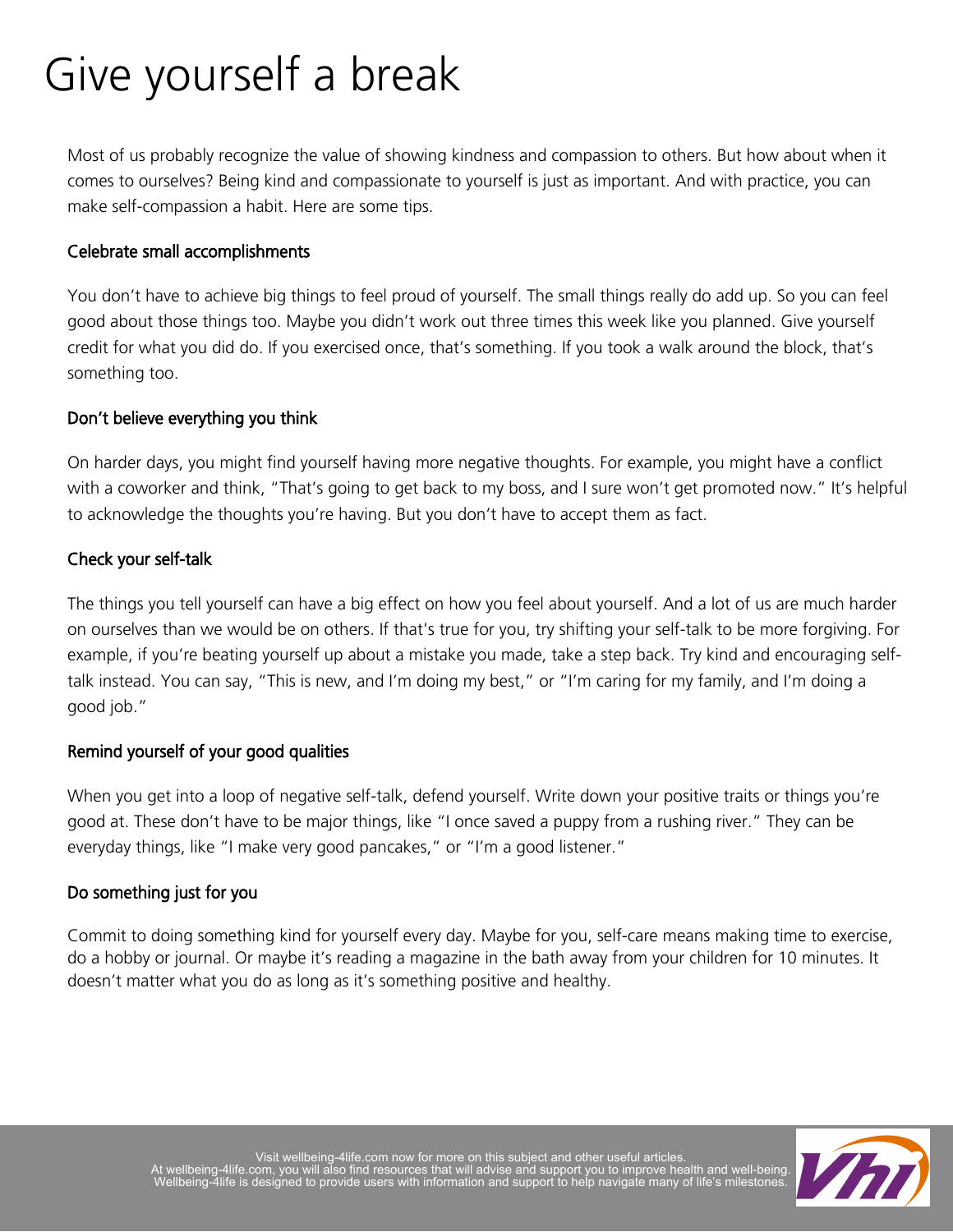# Give yourself a break

Most of us probably recognize the value of showing kindness and compassion to others. But how about when it comes to ourselves? Being kind and compassionate to yourself is just as important. And with practice, you can make self-compassion a habit. Here are some tips.

### Celebrate small accomplishments

You don't have to achieve big things to feel proud of yourself. The small things really do add up. So you can feel good about those things too. Maybe you didn't work out three times this week like you planned. Give yourself credit for what you did do. If you exercised once, that's something. If you took a walk around the block, that's something too.

### Don't believe everything you think

On harder days, you might find yourself having more negative thoughts. For example, you might have a conflict with a coworker and think, "That's going to get back to my boss, and I sure won't get promoted now." It's helpful to acknowledge the thoughts you're having. But you don't have to accept them as fact.

### Check your self-talk

The things you tell yourself can have a big effect on how you feel about yourself. And a lot of us are much harder on ourselves than we would be on others. If that's true for you, try shifting your self-talk to be more forgiving. For example, if you're beating yourself up about a mistake you made, take a step back. Try kind and encouraging self-talk instead. You can say, "This is new, and I'm doing my best," or "I'm caring for my family, and I'm doing a good job."

### Remind yourself of your good qualities

When you get into a loop of negative self-talk, defend yourself. Write down your positive traits or things you're good at. These don't have to be major things, like "I once saved a puppy from a rushing river." They can be everyday things, like "I make very good pancakes," or "I'm a good listener."

### Do something just for you

Commit to doing something kind for yourself every day. Maybe for you, self-care means making time to exercise, do a hobby or journal. Or maybe it's reading a magazine in the bath away from your children for 10 minutes. It doesn't matter what you do as long as it's something positive and healthy.